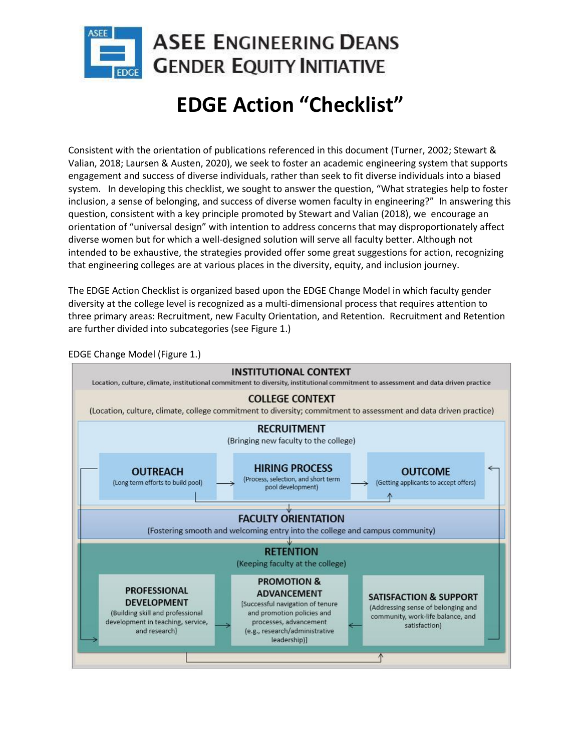# ASEE ENGINEERING DEANS GENDER EQUITY INITIATIVE

# EDGE Action "Checklist"

Consistent with the orientation of publications referenced in this document (Turner, 2002; Stewart & Valian, 2018; Laursen & Austen, 2020), we seek to foster an academic engineering system that supports engagement and success of diverse individuals, rather than seek to fit diverse individuals into a biased system. In developing this checklist, we sought to answer the question, "What strategies help to foster inclusion, a sense of belonging, and success of diverse women faculty in engineering?" In answering this question, consistent with a key principle promoted by Stewart and Valian (2018), we encourage an orientation of "universal design" with intention to address concerns that may disproportionately affect diverse women but for which a well-designed solution will serve all faculty better. Although not intended to be exhaustive, the strategies provided offer some great suggestions for action, recognizing that engineering colleges are at various places in the diversity, equity, and inclusion journey.

The EDGE Action Checklist is organized based upon the EDGE Change Model in which faculty gender diversity at the college level is recognized as a multi-dimensional process that requires attention to three primary areas: Recruitment, new Faculty Orientation, and Retention. Recruitment and Retention are further divided into subcategories (see Figure 1.)

EDGE Change Model (Figure 1.)

**INSTITUTIONAL CONTEXT**
Location, culture, climate, institutional commitment to diversity, institutional commitment to assessment and data driven practice

**COLLEGE CONTEXT**
(Location, culture, climate, college commitment to diversity; commitment to assessment and data driven practice)

**RECRUITMENT**
(Bringing new faculty to the college)

- **OUTREACH** (Long term efforts to build pool)
- **HIRING PROCESS** (Process, selection, and short term pool development)
- **OUTCOME** (Getting applicants to accept offers)

**FACULTY ORIENTATION**
(Fostering smooth and welcoming entry into the college and campus community)

**RETENTION**
(Keeping faculty at the college)

- **PROFESSIONAL DEVELOPMENT** (Building skill and professional development in teaching, service, and research)
- **PROMOTION & ADVANCEMENT** [Successful navigation of tenure and promotion policies and processes, advancement (e.g., research/administrative leadership)]
- **SATISFACTION & SUPPORT** (Addressing sense of belonging and community, work-life balance, and satisfaction)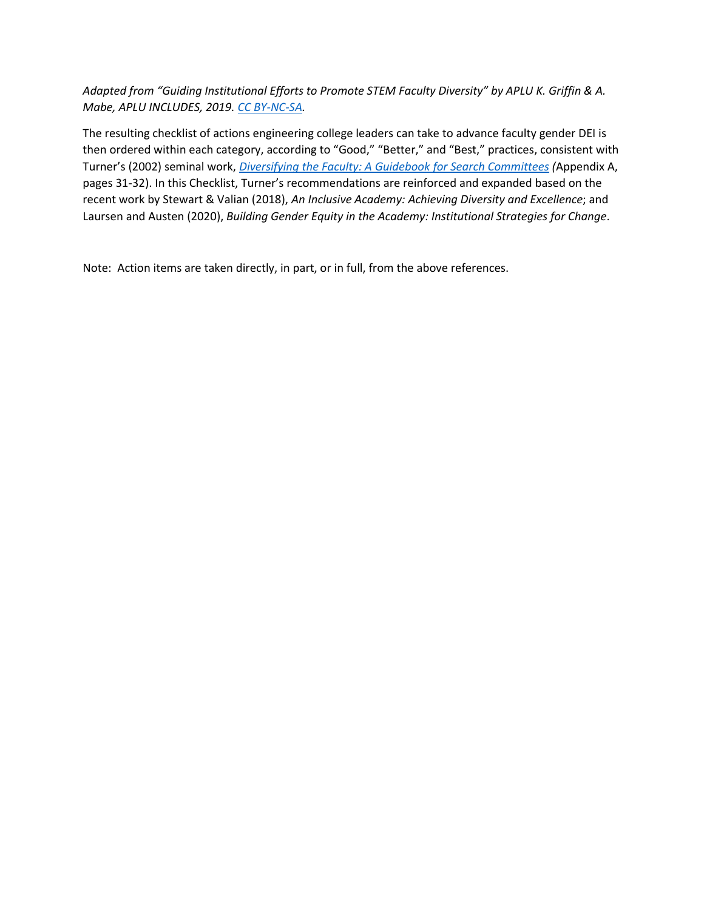*Adapted from "Guiding Institutional Efforts to Promote STEM Faculty Diversity" by APLU K. Griffin & A. Mabe, APLU INCLUDES, 2019. CC BY-NC-SA.*

The resulting checklist of actions engineering college leaders can take to advance faculty gender DEI is then ordered within each category, according to "Good," "Better," and "Best," practices, consistent with Turner's (2002) seminal work, *Diversifying the Faculty: A Guidebook for Search Committees (*Appendix A, pages 31-32). In this Checklist, Turner's recommendations are reinforced and expanded based on the recent work by Stewart & Valian (2018), *An Inclusive Academy: Achieving Diversity and Excellence*; and Laursen and Austen (2020), *Building Gender Equity in the Academy: Institutional Strategies for Change*.

Note: Action items are taken directly, in part, or in full, from the above references.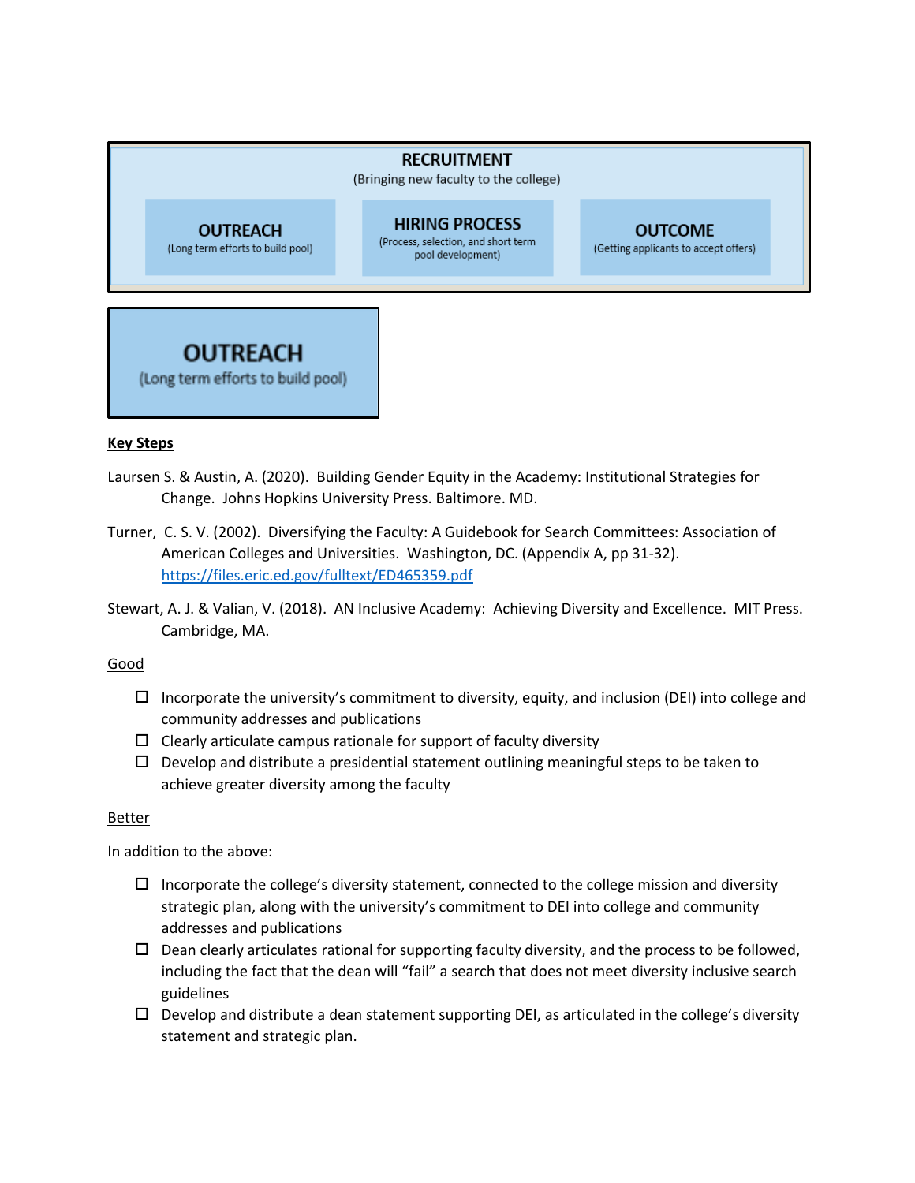**RECRUITMENT**
(Bringing new faculty to the college)

| OUTREACH (Long term efforts to build pool) | HIRING PROCESS (Process, selection, and short term pool development) | OUTCOME (Getting applicants to accept offers) |
|---|---|---|

**OUTREACH**
(Long term efforts to build pool)

**Key Steps**

Laursen S. & Austin, A. (2020). Building Gender Equity in the Academy: Institutional Strategies for Change. Johns Hopkins University Press. Baltimore. MD.

Turner, C. S. V. (2002). Diversifying the Faculty: A Guidebook for Search Committees: Association of American Colleges and Universities. Washington, DC. (Appendix A, pp 31-32). https://files.eric.ed.gov/fulltext/ED465359.pdf

Stewart, A. J. & Valian, V. (2018). AN Inclusive Academy: Achieving Diversity and Excellence. MIT Press. Cambridge, MA.

Good

- ☐ Incorporate the university's commitment to diversity, equity, and inclusion (DEI) into college and community addresses and publications
- ☐ Clearly articulate campus rationale for support of faculty diversity
- ☐ Develop and distribute a presidential statement outlining meaningful steps to be taken to achieve greater diversity among the faculty

Better

In addition to the above:

- ☐ Incorporate the college's diversity statement, connected to the college mission and diversity strategic plan, along with the university's commitment to DEI into college and community addresses and publications
- ☐ Dean clearly articulates rational for supporting faculty diversity, and the process to be followed, including the fact that the dean will "fail" a search that does not meet diversity inclusive search guidelines
- ☐ Develop and distribute a dean statement supporting DEI, as articulated in the college's diversity statement and strategic plan.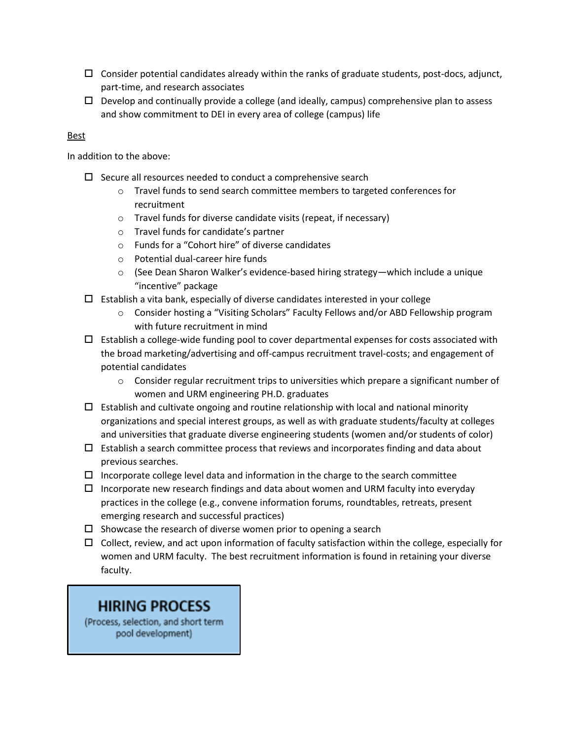- ☐ Consider potential candidates already within the ranks of graduate students, post-docs, adjunct, part-time, and research associates
- ☐ Develop and continually provide a college (and ideally, campus) comprehensive plan to assess and show commitment to DEI in every area of college (campus) life

<u>Best</u>

In addition to the above:

- ☐ Secure all resources needed to conduct a comprehensive search
  - Travel funds to send search committee members to targeted conferences for recruitment
  - Travel funds for diverse candidate visits (repeat, if necessary)
  - Travel funds for candidate's partner
  - Funds for a "Cohort hire" of diverse candidates
  - Potential dual-career hire funds
  - (See Dean Sharon Walker's evidence-based hiring strategy—which include a unique "incentive" package
- ☐ Establish a vita bank, especially of diverse candidates interested in your college
  - Consider hosting a "Visiting Scholars" Faculty Fellows and/or ABD Fellowship program with future recruitment in mind
- ☐ Establish a college-wide funding pool to cover departmental expenses for costs associated with the broad marketing/advertising and off-campus recruitment travel-costs; and engagement of potential candidates
  - Consider regular recruitment trips to universities which prepare a significant number of women and URM engineering PH.D. graduates
- ☐ Establish and cultivate ongoing and routine relationship with local and national minority organizations and special interest groups, as well as with graduate students/faculty at colleges and universities that graduate diverse engineering students (women and/or students of color)
- ☐ Establish a search committee process that reviews and incorporates finding and data about previous searches.
- ☐ Incorporate college level data and information in the charge to the search committee
- ☐ Incorporate new research findings and data about women and URM faculty into everyday practices in the college (e.g., convene information forums, roundtables, retreats, present emerging research and successful practices)
- ☐ Showcase the research of diverse women prior to opening a search
- ☐ Collect, review, and act upon information of faculty satisfaction within the college, especially for women and URM faculty. The best recruitment information is found in retaining your diverse faculty.

## HIRING PROCESS

(Process, selection, and short term pool development)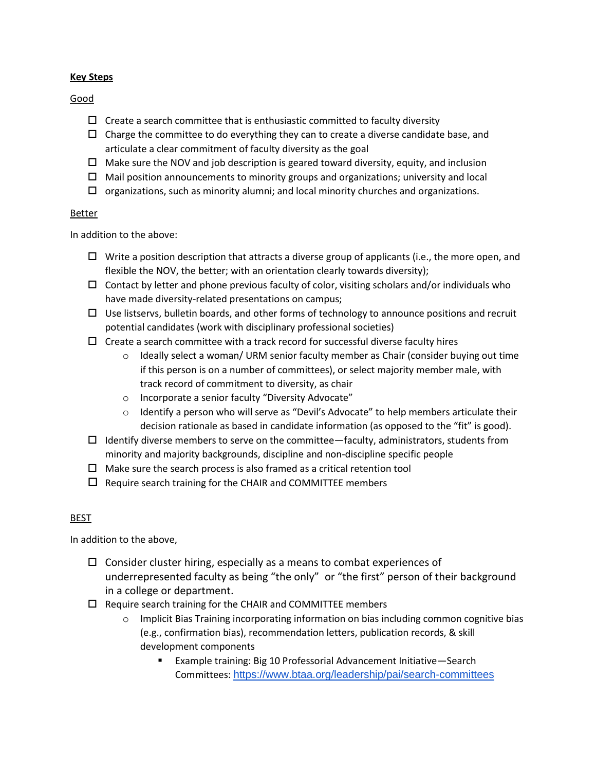**Key Steps**

Good

- ☐ Create a search committee that is enthusiastic committed to faculty diversity
- ☐ Charge the committee to do everything they can to create a diverse candidate base, and articulate a clear commitment of faculty diversity as the goal
- ☐ Make sure the NOV and job description is geared toward diversity, equity, and inclusion
- ☐ Mail position announcements to minority groups and organizations; university and local
- ☐ organizations, such as minority alumni; and local minority churches and organizations.

Better

In addition to the above:

- ☐ Write a position description that attracts a diverse group of applicants (i.e., the more open, and flexible the NOV, the better; with an orientation clearly towards diversity);
- ☐ Contact by letter and phone previous faculty of color, visiting scholars and/or individuals who have made diversity-related presentations on campus;
- ☐ Use listservs, bulletin boards, and other forms of technology to announce positions and recruit potential candidates (work with disciplinary professional societies)
- ☐ Create a search committee with a track record for successful diverse faculty hires
  - Ideally select a woman/ URM senior faculty member as Chair (consider buying out time if this person is on a number of committees), or select majority member male, with track record of commitment to diversity, as chair
  - Incorporate a senior faculty "Diversity Advocate"
  - Identify a person who will serve as "Devil's Advocate" to help members articulate their decision rationale as based in candidate information (as opposed to the "fit" is good).
- ☐ Identify diverse members to serve on the committee—faculty, administrators, students from minority and majority backgrounds, discipline and non-discipline specific people
- ☐ Make sure the search process is also framed as a critical retention tool
- ☐ Require search training for the CHAIR and COMMITTEE members

BEST

In addition to the above,

- ☐ Consider cluster hiring, especially as a means to combat experiences of underrepresented faculty as being "the only" or "the first" person of their background in a college or department.
- ☐ Require search training for the CHAIR and COMMITTEE members
  - Implicit Bias Training incorporating information on bias including common cognitive bias (e.g., confirmation bias), recommendation letters, publication records, & skill development components
    - Example training: Big 10 Professorial Advancement Initiative—Search Committees: https://www.btaa.org/leadership/pai/search-committees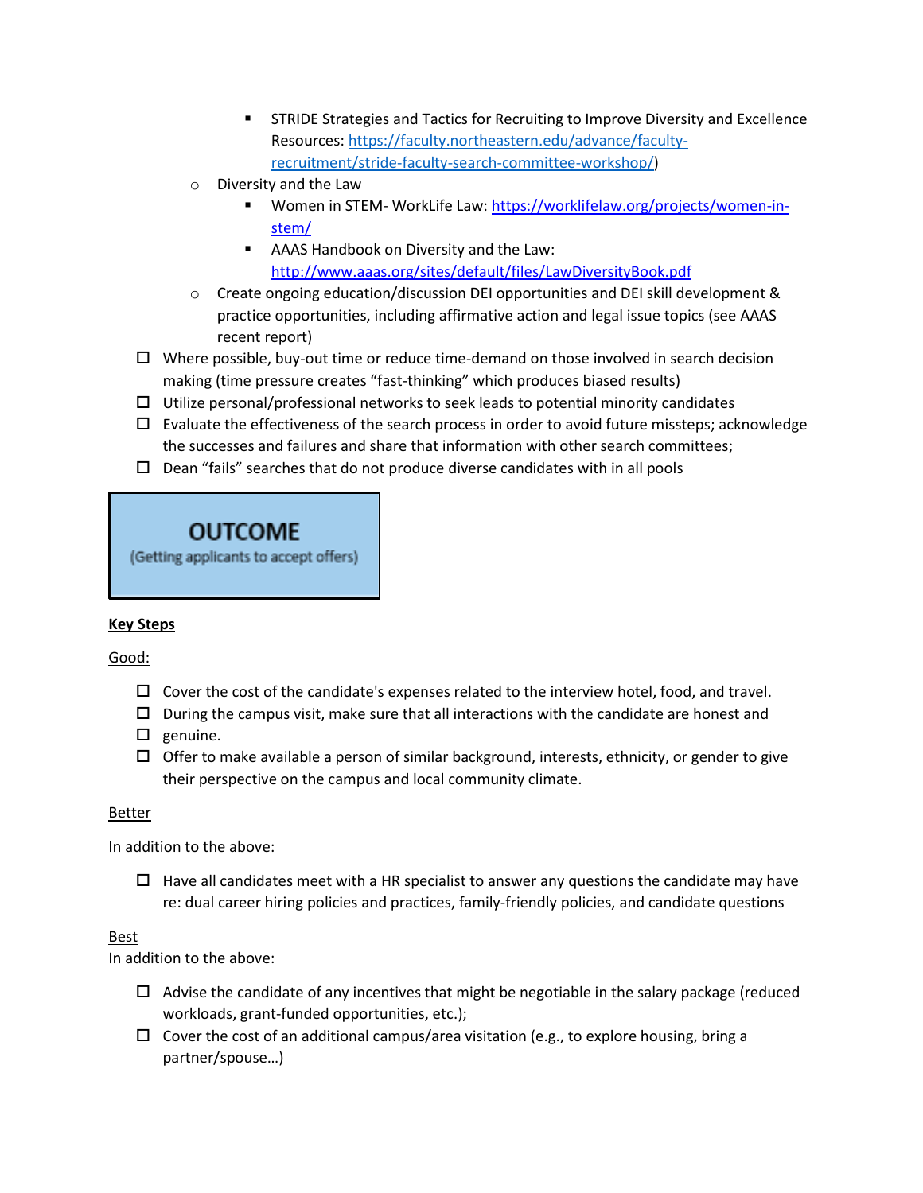- STRIDE Strategies and Tactics for Recruiting to Improve Diversity and Excellence Resources: [https://faculty.northeastern.edu/advance/faculty-recruitment/stride-faculty-search-committee-workshop/](https://faculty.northeastern.edu/advance/faculty-recruitment/stride-faculty-search-committee-workshop/))
    - Diversity and the Law
        - Women in STEM- WorkLife Law: [https://worklifelaw.org/projects/women-in-stem/](https://worklifelaw.org/projects/women-in-stem/)
        - AAAS Handbook on Diversity and the Law: [http://www.aaas.org/sites/default/files/LawDiversityBook.pdf](http://www.aaas.org/sites/default/files/LawDiversityBook.pdf)
    - Create ongoing education/discussion DEI opportunities and DEI skill development & practice opportunities, including affirmative action and legal issue topics (see AAAS recent report)
- ☐ Where possible, buy-out time or reduce time-demand on those involved in search decision making (time pressure creates "fast-thinking" which produces biased results)
- ☐ Utilize personal/professional networks to seek leads to potential minority candidates
- ☐ Evaluate the effectiveness of the search process in order to avoid future missteps; acknowledge the successes and failures and share that information with other search committees;
- ☐ Dean "fails" searches that do not produce diverse candidates with in all pools

## OUTCOME
(Getting applicants to accept offers)

**Key Steps**

Good:

- ☐ Cover the cost of the candidate's expenses related to the interview hotel, food, and travel.
- ☐ During the campus visit, make sure that all interactions with the candidate are honest and
- ☐ genuine.
- ☐ Offer to make available a person of similar background, interests, ethnicity, or gender to give their perspective on the campus and local community climate.

Better

In addition to the above:

- ☐ Have all candidates meet with a HR specialist to answer any questions the candidate may have re: dual career hiring policies and practices, family-friendly policies, and candidate questions

Best

In addition to the above:

- ☐ Advise the candidate of any incentives that might be negotiable in the salary package (reduced workloads, grant-funded opportunities, etc.);
- ☐ Cover the cost of an additional campus/area visitation (e.g., to explore housing, bring a partner/spouse…)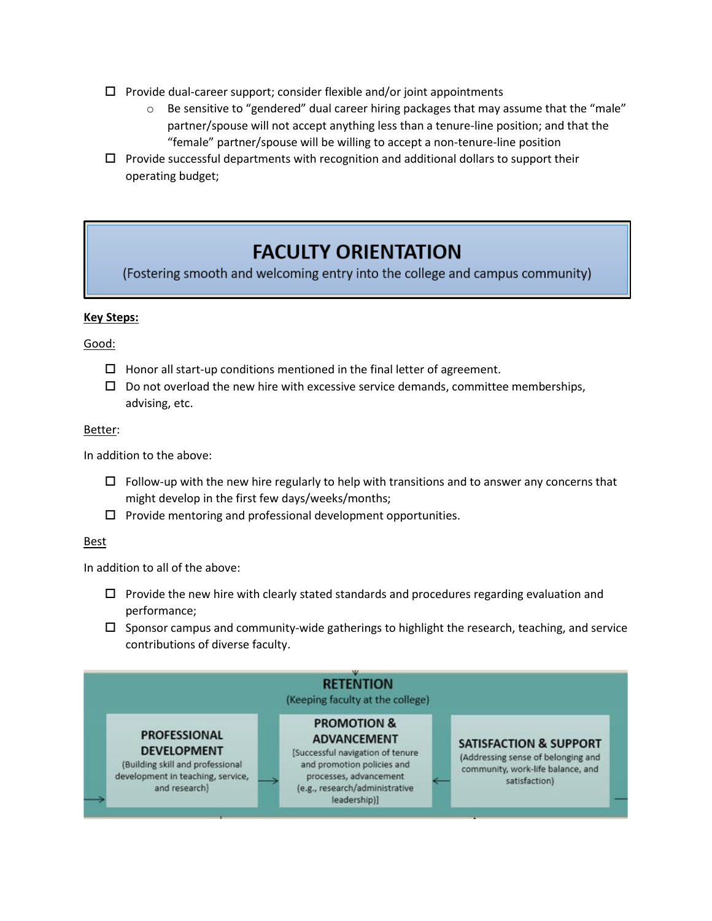- [ ] Provide dual-career support; consider flexible and/or joint appointments
    - Be sensitive to "gendered" dual career hiring packages that may assume that the "male" partner/spouse will not accept anything less than a tenure-line position; and that the "female" partner/spouse will be willing to accept a non-tenure-line position
- [ ] Provide successful departments with recognition and additional dollars to support their operating budget;

## FACULTY ORIENTATION

(Fostering smooth and welcoming entry into the college and campus community)

**Key Steps:**

Good:

- [ ] Honor all start-up conditions mentioned in the final letter of agreement.
- [ ] Do not overload the new hire with excessive service demands, committee memberships, advising, etc.

Better:

In addition to the above:

- [ ] Follow-up with the new hire regularly to help with transitions and to answer any concerns that might develop in the first few days/weeks/months;
- [ ] Provide mentoring and professional development opportunities.

Best

In addition to all of the above:

- [ ] Provide the new hire with clearly stated standards and procedures regarding evaluation and performance;
- [ ] Sponsor campus and community-wide gatherings to highlight the research, teaching, and service contributions of diverse faculty.

## RETENTION

(Keeping faculty at the college)

**PROFESSIONAL DEVELOPMENT**
(Building skill and professional development in teaching, service, and research)

**PROMOTION & ADVANCEMENT**
[Successful navigation of tenure and promotion policies and processes, advancement (e.g., research/administrative leadership)]

**SATISFACTION & SUPPORT**
(Addressing sense of belonging and community, work-life balance, and satisfaction)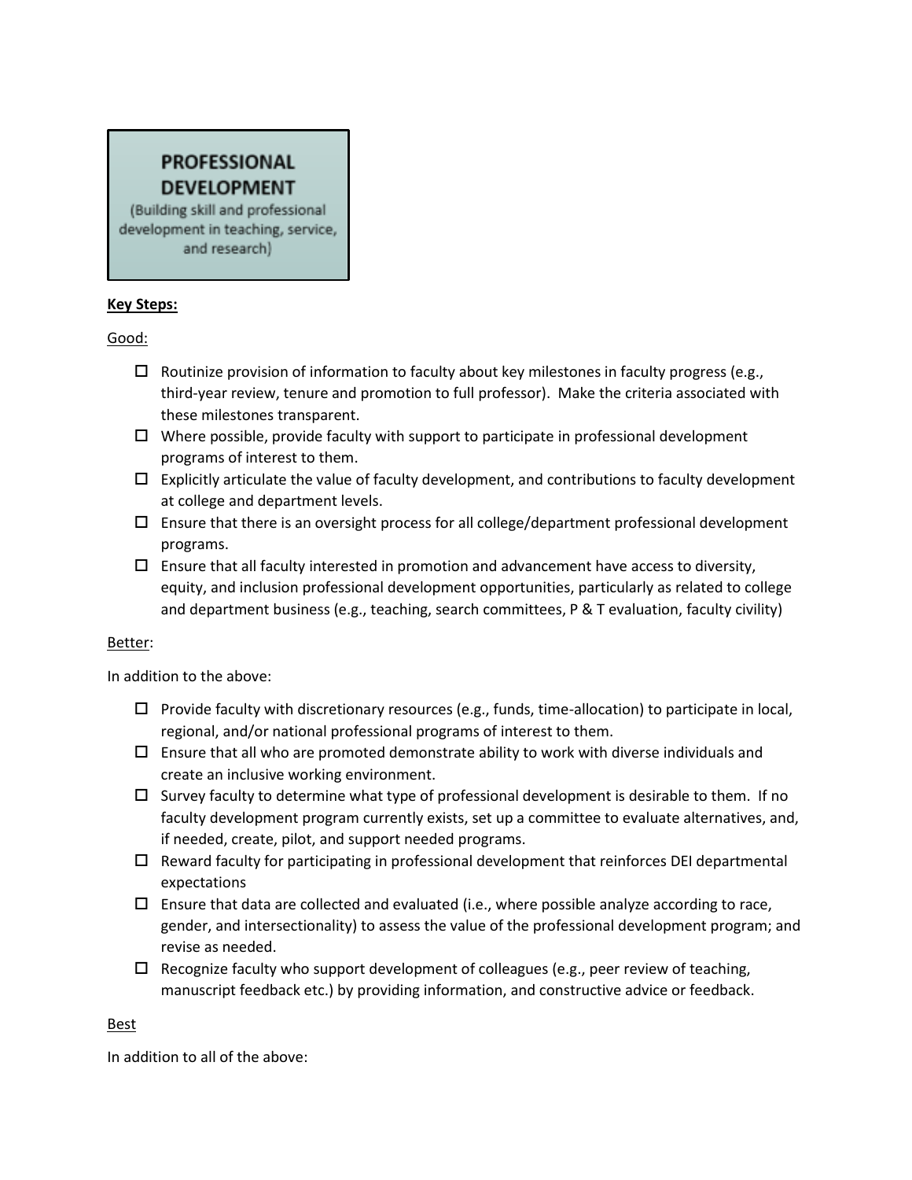**PROFESSIONAL DEVELOPMENT**

(Building skill and professional development in teaching, service, and research)

**Key Steps:**

Good:

- ☐ Routinize provision of information to faculty about key milestones in faculty progress (e.g., third-year review, tenure and promotion to full professor). Make the criteria associated with these milestones transparent.
- ☐ Where possible, provide faculty with support to participate in professional development programs of interest to them.
- ☐ Explicitly articulate the value of faculty development, and contributions to faculty development at college and department levels.
- ☐ Ensure that there is an oversight process for all college/department professional development programs.
- ☐ Ensure that all faculty interested in promotion and advancement have access to diversity, equity, and inclusion professional development opportunities, particularly as related to college and department business (e.g., teaching, search committees, P & T evaluation, faculty civility)

Better:

In addition to the above:

- ☐ Provide faculty with discretionary resources (e.g., funds, time-allocation) to participate in local, regional, and/or national professional programs of interest to them.
- ☐ Ensure that all who are promoted demonstrate ability to work with diverse individuals and create an inclusive working environment.
- ☐ Survey faculty to determine what type of professional development is desirable to them. If no faculty development program currently exists, set up a committee to evaluate alternatives, and, if needed, create, pilot, and support needed programs.
- ☐ Reward faculty for participating in professional development that reinforces DEI departmental expectations
- ☐ Ensure that data are collected and evaluated (i.e., where possible analyze according to race, gender, and intersectionality) to assess the value of the professional development program; and revise as needed.
- ☐ Recognize faculty who support development of colleagues (e.g., peer review of teaching, manuscript feedback etc.) by providing information, and constructive advice or feedback.

Best

In addition to all of the above: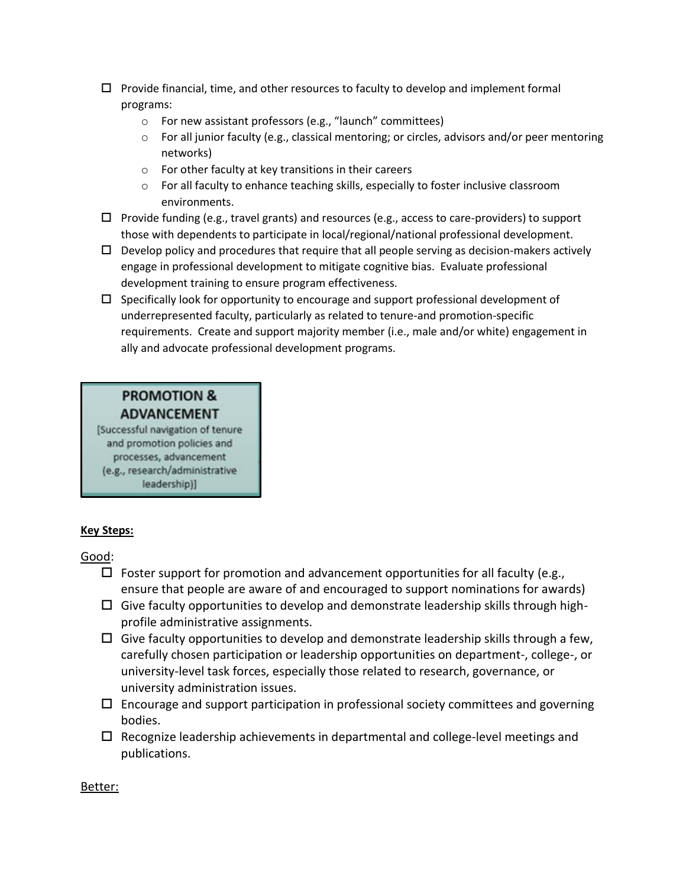- [ ] Provide financial, time, and other resources to faculty to develop and implement formal programs:
    - For new assistant professors (e.g., "launch" committees)
    - For all junior faculty (e.g., classical mentoring; or circles, advisors and/or peer mentoring networks)
    - For other faculty at key transitions in their careers
    - For all faculty to enhance teaching skills, especially to foster inclusive classroom environments.
- [ ] Provide funding (e.g., travel grants) and resources (e.g., access to care-providers) to support those with dependents to participate in local/regional/national professional development.
- [ ] Develop policy and procedures that require that all people serving as decision-makers actively engage in professional development to mitigate cognitive bias. Evaluate professional development training to ensure program effectiveness.
- [ ] Specifically look for opportunity to encourage and support professional development of underrepresented faculty, particularly as related to tenure-and promotion-specific requirements. Create and support majority member (i.e., male and/or white) engagement in ally and advocate professional development programs.

**PROMOTION & ADVANCEMENT**

[Successful navigation of tenure and promotion policies and processes, advancement (e.g., research/administrative leadership)]

**Key Steps:**

Good:

- [ ] Foster support for promotion and advancement opportunities for all faculty (e.g., ensure that people are aware of and encouraged to support nominations for awards)
- [ ] Give faculty opportunities to develop and demonstrate leadership skills through high-profile administrative assignments.
- [ ] Give faculty opportunities to develop and demonstrate leadership skills through a few, carefully chosen participation or leadership opportunities on department-, college-, or university-level task forces, especially those related to research, governance, or university administration issues.
- [ ] Encourage and support participation in professional society committees and governing bodies.
- [ ] Recognize leadership achievements in departmental and college-level meetings and publications.

Better: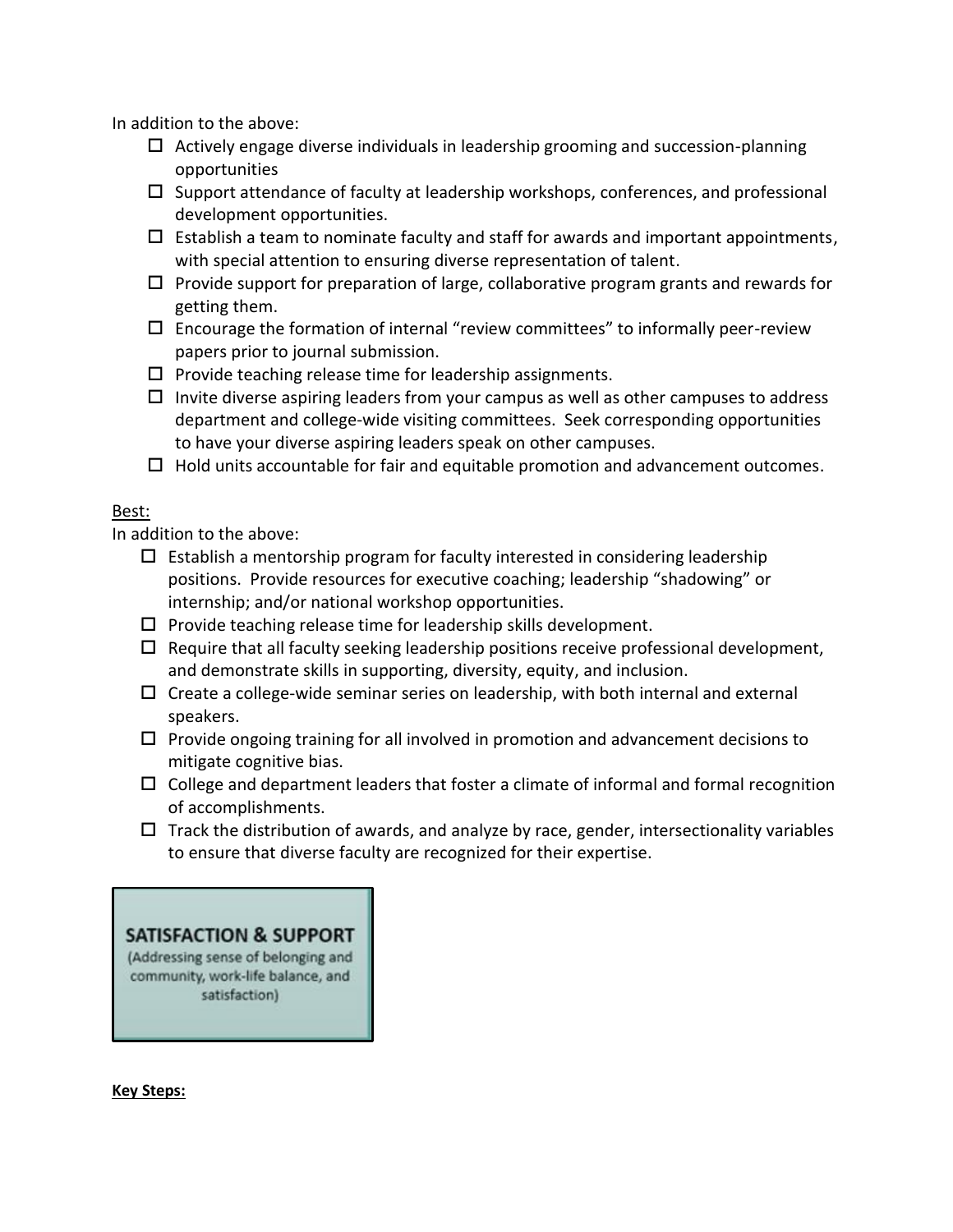In addition to the above:

- ☐ Actively engage diverse individuals in leadership grooming and succession-planning opportunities
- ☐ Support attendance of faculty at leadership workshops, conferences, and professional development opportunities.
- ☐ Establish a team to nominate faculty and staff for awards and important appointments, with special attention to ensuring diverse representation of talent.
- ☐ Provide support for preparation of large, collaborative program grants and rewards for getting them.
- ☐ Encourage the formation of internal "review committees" to informally peer-review papers prior to journal submission.
- ☐ Provide teaching release time for leadership assignments.
- ☐ Invite diverse aspiring leaders from your campus as well as other campuses to address department and college-wide visiting committees. Seek corresponding opportunities to have your diverse aspiring leaders speak on other campuses.
- ☐ Hold units accountable for fair and equitable promotion and advancement outcomes.

Best:

In addition to the above:

- ☐ Establish a mentorship program for faculty interested in considering leadership positions. Provide resources for executive coaching; leadership "shadowing" or internship; and/or national workshop opportunities.
- ☐ Provide teaching release time for leadership skills development.
- ☐ Require that all faculty seeking leadership positions receive professional development, and demonstrate skills in supporting, diversity, equity, and inclusion.
- ☐ Create a college-wide seminar series on leadership, with both internal and external speakers.
- ☐ Provide ongoing training for all involved in promotion and advancement decisions to mitigate cognitive bias.
- ☐ College and department leaders that foster a climate of informal and formal recognition of accomplishments.
- ☐ Track the distribution of awards, and analyze by race, gender, intersectionality variables to ensure that diverse faculty are recognized for their expertise.

## SATISFACTION & SUPPORT

(Addressing sense of belonging and community, work-life balance, and satisfaction)

**Key Steps:**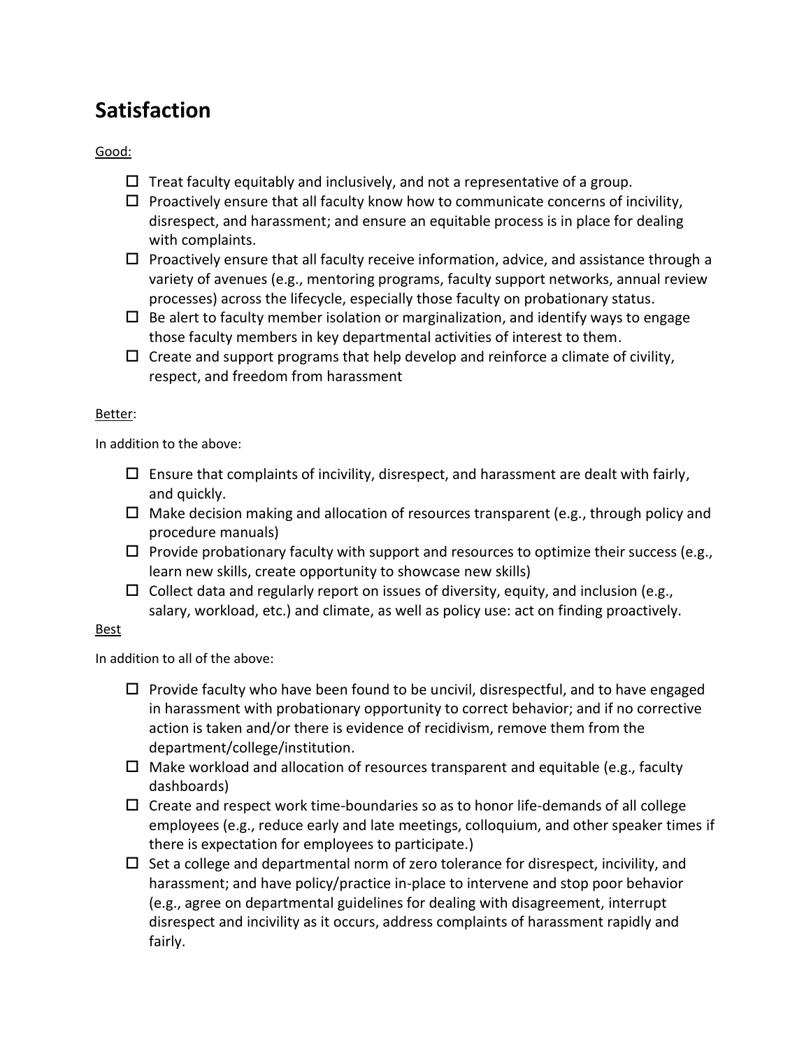## Satisfaction

<u>Good:</u>

- ☐ Treat faculty equitably and inclusively, and not a representative of a group.
- ☐ Proactively ensure that all faculty know how to communicate concerns of incivility, disrespect, and harassment; and ensure an equitable process is in place for dealing with complaints.
- ☐ Proactively ensure that all faculty receive information, advice, and assistance through a variety of avenues (e.g., mentoring programs, faculty support networks, annual review processes) across the lifecycle, especially those faculty on probationary status.
- ☐ Be alert to faculty member isolation or marginalization, and identify ways to engage those faculty members in key departmental activities of interest to them.
- ☐ Create and support programs that help develop and reinforce a climate of civility, respect, and freedom from harassment

<u>Better</u>:

In addition to the above:

- ☐ Ensure that complaints of incivility, disrespect, and harassment are dealt with fairly, and quickly.
- ☐ Make decision making and allocation of resources transparent (e.g., through policy and procedure manuals)
- ☐ Provide probationary faculty with support and resources to optimize their success (e.g., learn new skills, create opportunity to showcase new skills)
- ☐ Collect data and regularly report on issues of diversity, equity, and inclusion (e.g., salary, workload, etc.) and climate, as well as policy use: act on finding proactively.

<u>Best</u>

In addition to all of the above:

- ☐ Provide faculty who have been found to be uncivil, disrespectful, and to have engaged in harassment with probationary opportunity to correct behavior; and if no corrective action is taken and/or there is evidence of recidivism, remove them from the department/college/institution.
- ☐ Make workload and allocation of resources transparent and equitable (e.g., faculty dashboards)
- ☐ Create and respect work time-boundaries so as to honor life-demands of all college employees (e.g., reduce early and late meetings, colloquium, and other speaker times if there is expectation for employees to participate.)
- ☐ Set a college and departmental norm of zero tolerance for disrespect, incivility, and harassment; and have policy/practice in-place to intervene and stop poor behavior (e.g., agree on departmental guidelines for dealing with disagreement, interrupt disrespect and incivility as it occurs, address complaints of harassment rapidly and fairly.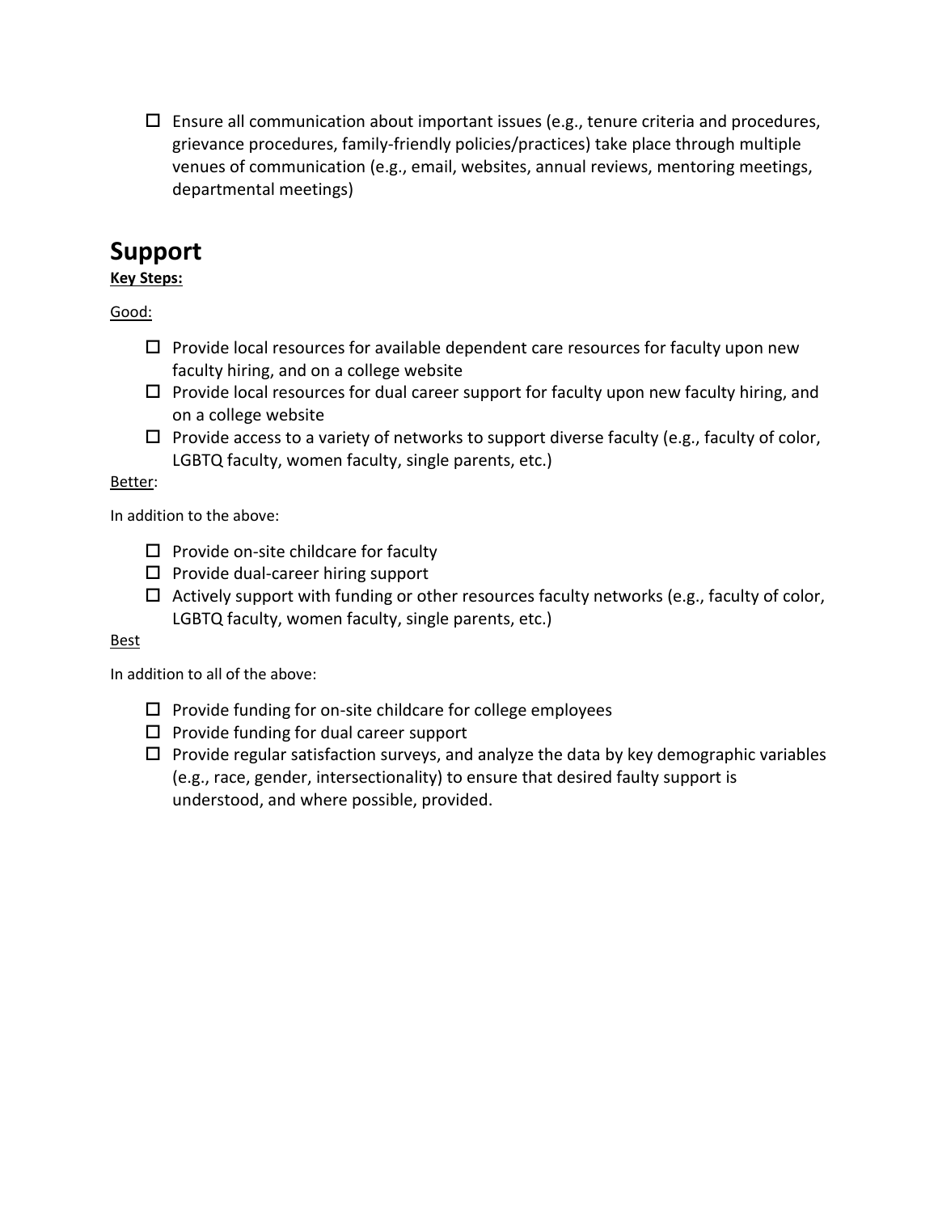- [ ] Ensure all communication about important issues (e.g., tenure criteria and procedures, grievance procedures, family-friendly policies/practices) take place through multiple venues of communication (e.g., email, websites, annual reviews, mentoring meetings, departmental meetings)

# Support

**Key Steps:**

Good:

- [ ] Provide local resources for available dependent care resources for faculty upon new faculty hiring, and on a college website
- [ ] Provide local resources for dual career support for faculty upon new faculty hiring, and on a college website
- [ ] Provide access to a variety of networks to support diverse faculty (e.g., faculty of color, LGBTQ faculty, women faculty, single parents, etc.)

Better:

In addition to the above:

- [ ] Provide on-site childcare for faculty
- [ ] Provide dual-career hiring support
- [ ] Actively support with funding or other resources faculty networks (e.g., faculty of color, LGBTQ faculty, women faculty, single parents, etc.)

Best

In addition to all of the above:

- [ ] Provide funding for on-site childcare for college employees
- [ ] Provide funding for dual career support
- [ ] Provide regular satisfaction surveys, and analyze the data by key demographic variables (e.g., race, gender, intersectionality) to ensure that desired faulty support is understood, and where possible, provided.